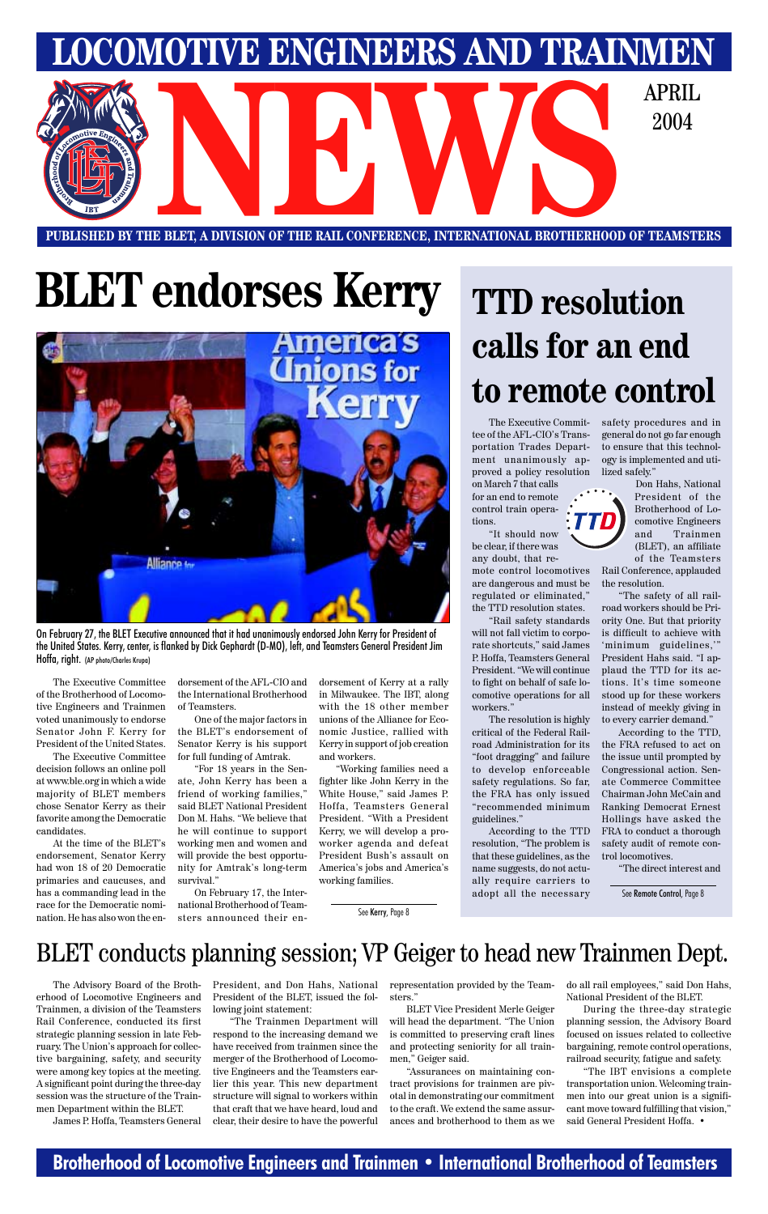# LOCOMOTIVE ENGINEERS AND TRAINMEN NEWS

APRIL 2004

PUBLISHED BY THE BLET, A DIVISION OF THE RAIL CONFERENCE, INTERNATIONAL BROTHERHOOD OF TEAMSTERS

# BLET endorses Kerry

On February 27, the BLET Executive announced that it had unanimously endorsed John Kerry for President of the United States. Kerry, center, is flanked by Dick Gephardt (D-MO), left, and Teamsters General President Jim Hoffa, right. (AP photo/Charles Krupa)

The Executive Committee of the Brotherhood of Locomotive Engineers and Trainmen voted unanimously to endorse Senator John F. Kerry for President of the United States.

The Executive Committee decision follows an online poll at www.ble.org in which a wide majority of BLET members chose Senator Kerry as their favorite among the Democratic candidates.

At the time of the BLET's endorsement, Senator Kerry had won 18 of 20 Democratic primaries and caucuses, and has a commanding lead in the race for the Democratic nomination. He has also won the endorsement of the AFL-CIO and the International Brotherhood of Teamsters.

One of the major factors in the BLET's endorsement of Senator Kerry is his support for full funding of Amtrak.

"For 18 years in the Senate, John Kerry has been a friend of working families," said BLET National President Don M. Hahs. "We believe that he will continue to support working men and women and will provide the best opportunity for Amtrak's long-term survival."

On February 17, the International Brotherhood of Teamsters announced their endorsement of Kerry at a rally in Milwaukee. The IBT, along with the 18 other member unions of the Alliance for Economic Justice, rallied with Kerry in support of job creation and workers.

"Working families need a fighter like John Kerry in the White House," said James P. Hoffa, Teamsters General President. "With a President Kerry, we will develop a pro-worker agenda and defeat President Bush's assault on America's jobs and America's working families.

See Kerry, Page 8

# TTD resolution calls for an end to remote control

The Executive Committee of the AFL-CIO's Transportation Trades Department unanimously approved a policy resolution on March 7 that calls for an end to remote control train operations.

"It should now be clear, if there was any doubt, that remote control locomotives are dangerous and must be regulated or eliminated," the TTD resolution states.

"Rail safety standards will not fall victim to corporate shortcuts," said James P. Hoffa, Teamsters General President. "We will continue to fight on behalf of safe locomotive operations for all workers."

The resolution is highly critical of the Federal Railroad Administration for its "foot dragging" and failure to develop enforceable safety regulations. So far, the FRA has only issued "recommended minimum guidelines."

According to the TTD resolution, "The problem is that these guidelines, as the name suggests, do not actually require carriers to adopt all the necessary safety procedures and in general do not go far enough to ensure that this technology is implemented and utilized safely."

Don Hahs, National President of the Brotherhood of Locomotive Engineers and Trainmen (BLET), an affiliate of the Teamsters Rail Conference, applauded the resolution.

"The safety of all railroad workers should be Priority One. But that priority is difficult to achieve with 'minimum guidelines,'" President Hahs said. "I applaud the TTD for its actions. It's time someone stood up for these workers instead of meekly giving in to every carrier demand."

According to the TTD, the FRA refused to act on the issue until prompted by Congressional action. Senate Commerce Committee Chairman John McCain and Ranking Democrat Ernest Hollings have asked the FRA to conduct a thorough safety audit of remote control locomotives.

"The direct interest and

See Remote Control, Page 8

# BLET conducts planning session; VP Geiger to head new Trainmen Dept.

The Advisory Board of the Brotherhood of Locomotive Engineers and Trainmen, a division of the Teamsters Rail Conference, conducted its first strategic planning session in late February. The Union's approach for collective bargaining, safety, and security were among key topics at the meeting. A significant point during the three-day session was the structure of the Trainmen Department within the BLET.

James P. Hoffa, Teamsters General President, and Don Hahs, National President of the BLET, issued the following joint statement:

"The Trainmen Department will respond to the increasing demand we have received from trainmen since the merger of the Brotherhood of Locomotive Engineers and the Teamsters earlier this year. This new department structure will signal to workers within that craft that we have heard, loud and clear, their desire to have the powerful representation provided by the Teamsters."

BLET Vice President Merle Geiger will head the department. "The Union is committed to preserving craft lines and protecting seniority for all trainmen," Geiger said.

"Assurances on maintaining contract provisions for trainmen are pivotal in demonstrating our commitment to the craft. We extend the same assurances and brotherhood to them as we do all rail employees," said Don Hahs, National President of the BLET.

During the three-day strategic planning session, the Advisory Board focused on issues related to collective bargaining, remote control operations, railroad security, fatigue and safety.

"The IBT envisions a complete transportation union. Welcoming trainmen into our great union is a significant move toward fulfilling that vision," said General President Hoffa. •

Brotherhood of Locomotive Engineers and Trainmen • International Brotherhood of Teamsters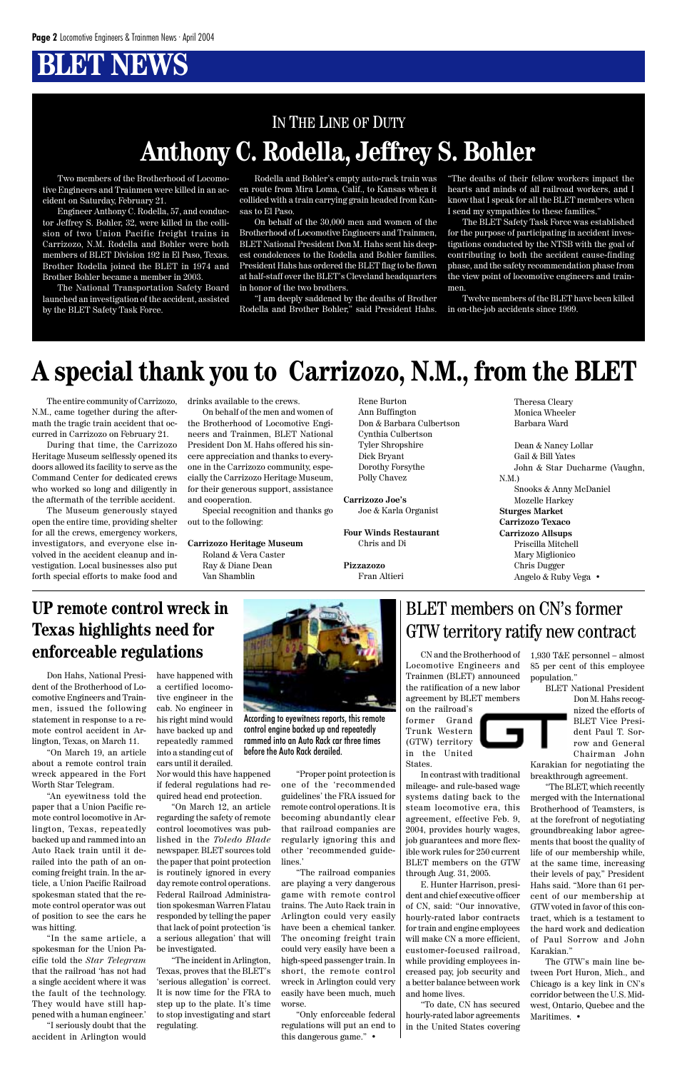# BLET NEWS

## IN THE LINE OF DUTY

# Anthony C. Rodella, Jeffrey S. Bohler

Two members of the Brotherhood of Locomotive Engineers and Trainmen were killed in an accident on Saturday, February 21.

Engineer Anthony C. Rodella, 57, and conductor Jeffrey S. Bohler, 32, were killed in the collision of two Union Pacific freight trains in Carrizozo, N.M. Rodella and Bohler were both members of BLET Division 192 in El Paso, Texas. Brother Rodella joined the BLET in 1974 and Brother Bohler became a member in 2003.

The National Transportation Safety Board launched an investigation of the accident, assisted by the BLET Safety Task Force.

Rodella and Bohler's empty auto-rack train was en route from Mira Loma, Calif., to Kansas when it collided with a train carrying grain headed from Kansas to El Paso.

On behalf of the 30,000 men and women of the Brotherhood of Locomotive Engineers and Trainmen, BLET National President Don M. Hahs sent his deepest condolences to the Rodella and Bohler families. President Hahs has ordered the BLET flag to be flown at half-staff over the BLET's Cleveland headquarters in honor of the two brothers.

"I am deeply saddened by the deaths of Brother Rodella and Brother Bohler," said President Hahs. "The deaths of their fellow workers impact the hearts and minds of all railroad workers, and I know that I speak for all the BLET members when I send my sympathies to these families."

The BLET Safety Task Force was established for the purpose of participating in accident investigations conducted by the NTSB with the goal of contributing to both the accident cause-finding phase, and the safety recommendation phase from the view point of locomotive engineers and trainmen.

Twelve members of the BLET have been killed in on-the-job accidents since 1999.

# A special thank you to Carrizozo, N.M., from the BLET

The entire community of Carrizozo, N.M., came together during the aftermath the tragic train accident that occurred in Carrizozo on February 21.

During that time, the Carrizozo Heritage Museum selflessly opened its doors allowed its facility to serve as the Command Center for dedicated crews who worked so long and diligently in the aftermath of the terrible accident.

The Museum generously stayed open the entire time, providing shelter for all the crews, emergency workers, investigators, and everyone else involved in the accident cleanup and investigation. Local businesses also put forth special efforts to make food and drinks available to the crews.

On behalf of the men and women of the Brotherhood of Locomotive Engineers and Trainmen, BLET National President Don M. Hahs offered his sincere appreciation and thanks to everyone in the Carrizozo community, especially the Carrizozo Heritage Museum, for their generous support, assistance and cooperation.

Special recognition and thanks go out to the following:

**Carrizozo Heritage Museum**
Roland & Vera Caster
Ray & Diane Dean
Van Shamblin
Rene Burton
Ann Buffington
Don & Barbara Culbertson
Cynthia Culbertson
Tyler Shropshire
Dick Bryant
Dorothy Forsythe
Polly Chavez

**Carrizozo Joe's**
Joe & Karla Organist

**Four Winds Restaurant**
Chris and Di

**Pizzazoo**
Fran Altieri
Theresa Cleary
Monica Wheeler
Barbara Ward

Dean & Nancy Lollar
Gail & Bill Yates
John & Star Ducharme (Vaughn, N.M.)
Snooks & Anny McDaniel
Mozelle Harkey

**Sturges Market**

**Carrizozo Texaco**

**Carrizozo Allsups**
Priscilla Mitchell
Mary Miglionico
Chris Dugger
Angelo & Ruby Vega •

## UP remote control wreck in Texas highlights need for enforceable regulations

Don Hahs, National President of the Brotherhood of Locomotive Engineers and Trainmen, issued the following statement in response to a remote control accident in Arlington, Texas, on March 11.

"On March 19, an article about a remote control train wreck appeared in the Fort Worth Star Telegram.

"An eyewitness told the paper that a Union Pacific remote control locomotive in Arlington, Texas, repeatedly backed up and rammed into an Auto Rack train until it derailed into the path of an oncoming freight train. In the article, a Union Pacific Railroad spokesman stated that the remote control operator was out of position to see the cars he was hitting.

"In the same article, a spokesman for the Union Pacific told the *Star Telegram* that the railroad 'has not had a single accident where it was the fault of the technology. They would have still happened with a human engineer.'

"I seriously doubt that the accident in Arlington would have happened with a certified locomotive engineer in the cab. No engineer in his right mind would have backed up and repeatedly rammed into a standing cut of cars until it derailed. Nor would this have happened if federal regulations had required head end protection.

"On March 12, an article regarding the safety of remote control locomotives was published in the *Toledo Blade* newspaper. BLET sources told the paper that point protection is routinely ignored in every day remote control operations. Federal Railroad Administration spokesman Warren Flatau responded by telling the paper that lack of point protection 'is a serious allegation' that will be investigated.

"The incident in Arlington, Texas, proves that the BLET's 'serious allegation' is correct. It is now time for the FRA to step up to the plate. It's time to stop investigating and start regulating.

According to eyewitness reports, this remote control engine backed up and repeatedly rammed into an Auto Rack car three times before the Auto Rack derailed.

"Proper point protection is one of the 'recommended guidelines' the FRA issued for remote control operations. It is becoming abundantly clear that railroad companies are regularly ignoring this and other 'recommended guidelines.'

"The railroad companies are playing a very dangerous game with remote control trains. The Auto Rack train in Arlington could very easily have been a chemical tanker. The oncoming freight train could very easily have been a high-speed passenger train. In short, the remote control wreck in Arlington could very easily have been much, much worse.

"Only enforceable federal regulations will put an end to this dangerous game." •

## BLET members on CN's former GTW territory ratify new contract

CN and the Brotherhood of Locomotive Engineers and Trainmen (BLET) announced the ratification of a new labor agreement by BLET members on the railroad's former Grand Trunk Western (GTW) territory in the United States.

In contrast with traditional mileage- and rule-based wage systems dating back to the steam locomotive era, this agreement, effective Feb. 9, 2004, provides hourly wages, job guarantees and more flexible work rules for 250 current BLET members on the GTW through Aug. 31, 2005.

E. Hunter Harrison, president and chief executive officer of CN, said: "Our innovative, hourly-rated labor contracts for train and engine employees will make CN a more efficient, customer-focused railroad, while providing employees increased pay, job security and a better balance between work and home lives.

"To date, CN has secured hourly-rated labor agreements in the United States covering 1,930 T&E personnel – almost 85 per cent of this employee population."

BLET National President Don M. Hahs recognized the efforts of BLET Vice President Paul T. Sorrow and General Chairman John Karakian for negotiating the breakthrough agreement.

"The BLET, which recently merged with the International Brotherhood of Teamsters, is at the forefront of negotiating groundbreaking labor agreements that boost the quality of life of our membership while, at the same time, increasing their levels of pay," President Hahs said. "More than 61 percent of our membership at GTW voted in favor of this contract, which is a testament to the hard work and dedication of Paul Sorrow and John Karakian."

The GTW's main line between Port Huron, Mich., and Chicago is a key link in CN's corridor between the U.S. Midwest, Ontario, Quebec and the Maritimes. •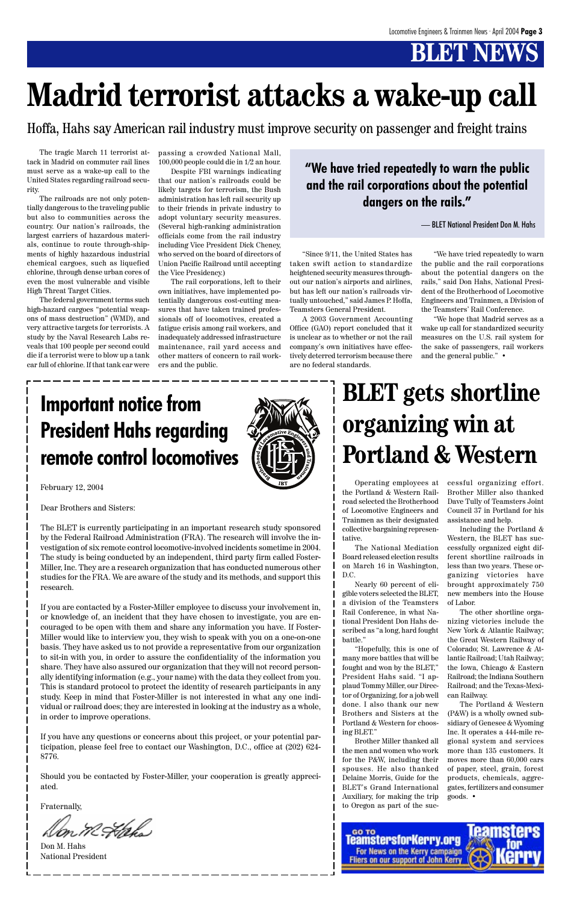# BLET NEWS

# Madrid terrorist attacks a wake-up call

## Hoffa, Hahs say American rail industry must improve security on passenger and freight trains

The tragic March 11 terrorist attack in Madrid on commuter rail lines must serve as a wake-up call to the United States regarding railroad security.

The railroads are not only potentially dangerous to the traveling public but also to communities across the country. Our nation's railroads, the largest carriers of hazardous materials, continue to route through-shipments of highly hazardous industrial chemical cargoes, such as liquefied chlorine, through dense urban cores of even the most vulnerable and visible High Threat Target Cities.

The federal government terms such high-hazard cargoes "potential weapons of mass destruction" (WMD), and very attractive targets for terrorists. A study by the Naval Research Labs reveals that 100 people per second could die if a terrorist were to blow up a tank car full of chlorine. If that tank car were passing a crowded National Mall, 100,000 people could die in 1/2 an hour.

Despite FBI warnings indicating that our nation's railroads could be likely targets for terrorism, the Bush administration has left rail security up to their friends in private industry to adopt voluntary security measures. (Several high-ranking administration officials come from the rail industry including Vice President Dick Cheney, who served on the board of directors of Union Pacific Railroad until accepting the Vice Presidency.)

The rail corporations, left to their own initiatives, have implemented potentially dangerous cost-cutting measures that have taken trained professionals off of locomotives, created a fatigue crisis among rail workers, and inadequately addressed infrastructure maintenance, rail yard access and other matters of concern to rail workers and the public.

> **"We have tried repeatedly to warn the public and the rail corporations about the potential dangers on the rails."**
>
> — BLET National President Don M. Hahs

"Since 9/11, the United States has taken swift action to standardize heightened security measures throughout our nation's airports and airlines, but has left our nation's railroads virtually untouched," said James P. Hoffa, Teamsters General President.

A 2003 Government Accounting Office (GAO) report concluded that it is unclear as to whether or not the rail company's own initiatives have effectively deterred terrorism because there are no federal standards.

"We have tried repeatedly to warn the public and the rail corporations about the potential dangers on the rails," said Don Hahs, National President of the Brotherhood of Locomotive Engineers and Trainmen, a Division of the Teamsters' Rail Conference.

"We hope that Madrid serves as a wake up call for standardized security measures on the U.S. rail system for the sake of passengers, rail workers and the general public." •

# Important notice from President Hahs regarding remote control locomotives

February 12, 2004

Dear Brothers and Sisters:

The BLET is currently participating in an important research study sponsored by the Federal Railroad Administration (FRA). The research will involve the investigation of six remote control locomotive-involved incidents sometime in 2004. The study is being conducted by an independent, third party firm called Foster-Miller, Inc. They are a research organization that has conducted numerous other studies for the FRA. We are aware of the study and its methods, and support this research.

If you are contacted by a Foster-Miller employee to discuss your involvement in, or knowledge of, an incident that they have chosen to investigate, you are encouraged to be open with them and share any information you have. If Foster-Miller would like to interview you, they wish to speak with you on a one-on-one basis. They have asked us to not provide a representative from our organization to sit-in with you, in order to assure the confidentiality of the information you share. They have also assured our organization that they will not record personally identifying information (e.g., your name) with the data they collect from you. This is standard protocol to protect the identity of research participants in any study. Keep in mind that Foster-Miller is not interested in what any one individual or railroad does; they are interested in looking at the industry as a whole, in order to improve operations.

If you have any questions or concerns about this project, or your potential participation, please feel free to contact our Washington, D.C., office at (202) 624-8776.

Should you be contacted by Foster-Miller, your cooperation is greatly appreciated.

Fraternally,

Don M. Hahs
National President

# BLET gets shortline organizing win at Portland & Western

Operating employees at the Portland & Western Railroad selected the Brotherhood of Locomotive Engineers and Trainmen as their designated collective bargaining representative.

The National Mediation Board released election results on March 16 in Washington, D.C.

Nearly 60 percent of eligible voters selected the BLET, a division of the Teamsters Rail Conference, in what National President Don Hahs described as "a long, hard fought battle."

"Hopefully, this is one of many more battles that will be fought and won by the BLET," President Hahs said. "I applaud Tommy Miller, our Director of Organizing, for a job well done. I also thank our new Brothers and Sisters at the Portland & Western for choosing BLET."

Brother Miller thanked all the men and women who work for the P&W, including their spouses. He also thanked Delaine Morris, Guide for the BLET's Grand International Auxiliary, for making the trip to Oregon as part of the successful organizing effort. Brother Miller also thanked Dave Tully of Teamsters Joint Council 37 in Portland for his assistance and help.

Including the Portland & Western, the BLET has successfully organized eight different shortline railroads in less than two years. These organizing victories have brought approximately 750 new members into the House of Labor.

The other shortline organizing victories include the New York & Atlantic Railway; the Great Western Railway of Colorado; St. Lawrence & Atlantic Railroad; Utah Railway; the Iowa, Chicago & Eastern Railroad; the Indiana Southern Railroad; and the Texas-Mexican Railway.

The Portland & Western (P&W) is a wholly owned subsidiary of Genesee & Wyoming Inc. It operates a 444-mile regional system and services more than 135 customers. It moves more than 60,000 cars of paper, steel, grain, forest products, chemicals, aggregates, fertilizers and consumer goods. •

GO TO TeamstersforKerry.org — For News on the Kerry campaign — Fliers on our support of John Kerry — Teamsters for Kerry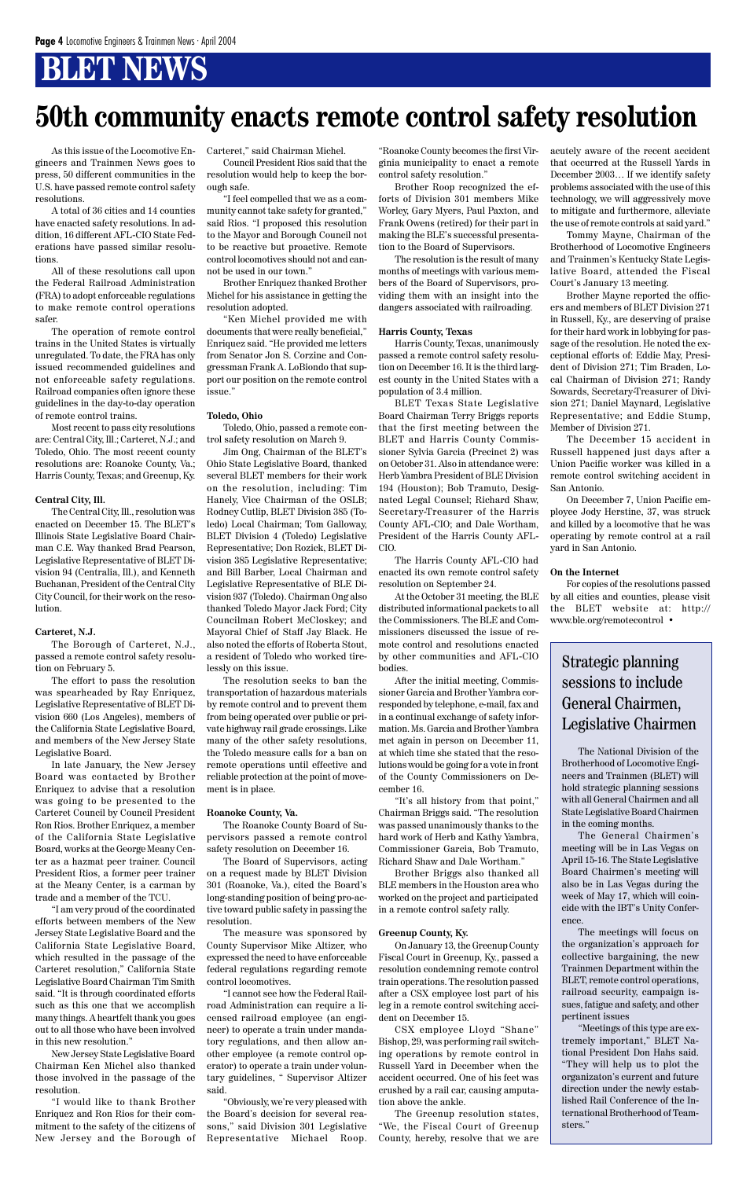# BLET NEWS

# 50th community enacts remote control safety resolution

As this issue of the Locomotive Engineers and Trainmen News goes to press, 50 different communities in the U.S. have passed remote control safety resolutions.

A total of 36 cities and 14 counties have enacted safety resolutions. In addition, 16 different AFL-CIO State Federations have passed similar resolutions.

All of these resolutions call upon the Federal Railroad Administration (FRA) to adopt enforceable regulations to make remote control operations safer.

The operation of remote control trains in the United States is virtually unregulated. To date, the FRA has only issued recommended guidelines and not enforceable safety regulations. Railroad companies often ignore these guidelines in the day-to-day operation of remote control trains.

Most recent to pass city resolutions are: Central City, Ill.; Carteret, N.J.; and Toledo, Ohio. The most recent county resolutions are: Roanoke County, Va.; Harris County, Texas; and Greenup, Ky.

**Central City, Ill.**

The Central City, Ill., resolution was enacted on December 15. The BLET's Illinois State Legislative Board Chairman C.E. Way thanked Brad Pearson, Legislative Representative of BLET Division 94 (Centralia, Ill.), and Kenneth Buchanan, President of the Central City City Council, for their work on the resolution.

**Carteret, N.J.**

The Borough of Carteret, N.J., passed a remote control safety resolution on February 5.

The effort to pass the resolution was spearheaded by Ray Enriquez, Legislative Representative of BLET Division 660 (Los Angeles), members of the California State Legislative Board, and members of the New Jersey State Legislative Board.

In late January, the New Jersey Board was contacted by Brother Enriquez to advise that a resolution was going to be presented to the Carteret Council by Council President Ron Rios. Brother Enriquez, a member of the California State Legislative Board, works at the George Meany Center as a hazmat peer trainer. Council President Rios, a former peer trainer at the Meany Center, is a carman by trade and a member of the TCU.

"I am very proud of the coordinated efforts between members of the New Jersey State Legislative Board and the California State Legislative Board, which resulted in the passage of the Carteret resolution," California State Legislative Board Chairman Tim Smith said. "It is through coordinated efforts such as this one that we accomplish many things. A heartfelt thank you goes out to all those who have been involved in this new resolution."

New Jersey State Legislative Board Chairman Ken Michel also thanked those involved in the passage of the resolution.

"I would like to thank Brother Enriquez and Ron Rios for their commitment to the safety of the citizens of New Jersey and the Borough of Carteret," said Chairman Michel.

Council President Rios said that the resolution would help to keep the borough safe.

"I feel compelled that we as a community cannot take safety for granted," said Rios. "I proposed this resolution to the Mayor and Borough Council not to be reactive but proactive. Remote control locomotives should not and cannot be used in our town."

Brother Enriquez thanked Brother Michel for his assistance in getting the resolution adopted.

"Ken Michel provided me with documents that were really beneficial," Enriquez said. "He provided me letters from Senator Jon S. Corzine and Congressman Frank A. LoBiondo that support our position on the remote control issue."

**Toledo, Ohio**

Toledo, Ohio, passed a remote control safety resolution on March 9.

Jim Ong, Chairman of the BLET's Ohio State Legislative Board, thanked several BLET members for their work on the resolution, including: Tim Hanely, Vice Chairman of the OSLB; Rodney Cutlip, BLET Division 385 (Toledo) Local Chairman; Tom Galloway, BLET Division 4 (Toledo) Legislative Representative; Don Rozick, BLET Division 385 Legislative Representative; and Bill Barber, Local Chairman and Legislative Representative of BLE Division 937 (Toledo). Chairman Ong also thanked Toledo Mayor Jack Ford; City Councilman Robert McCloskey; and Mayoral Chief of Staff Jay Black. He also noted the efforts of Roberta Stout, a resident of Toledo who worked tirelessly on this issue.

The resolution seeks to ban the transportation of hazardous materials by remote control and to prevent them from being operated over public or private highway rail grade crossings. Like many of the other safety resolutions, the Toledo measure calls for a ban on remote operations until effective and reliable protection at the point of movement is in place.

**Roanoke County, Va.**

The Roanoke County Board of Supervisors passed a remote control safety resolution on December 16.

The Board of Supervisors, acting on a request made by BLET Division 301 (Roanoke, Va.), cited the Board's long-standing position of being pro-active toward public safety in passing the resolution.

The measure was sponsored by County Supervisor Mike Altizer, who expressed the need to have enforceable federal regulations regarding remote control locomotives.

"I cannot see how the Federal Railroad Administration can require a licensed railroad employee (an engineer) to operate a train under mandatory regulations, and then allow another employee (a remote control operator) to operate a train under voluntary guidelines, " Supervisor Altizer said.

"Obviously, we're very pleased with the Board's decision for several reasons," said Division 301 Legislative Representative Michael Roop. "Roanoke County becomes the first Virginia municipality to enact a remote control safety resolution."

Brother Roop recognized the efforts of Division 301 members Mike Worley, Gary Myers, Paul Paxton, and Frank Owens (retired) for their part in making the BLE's successful presentation to the Board of Supervisors.

The resolution is the result of many months of meetings with various members of the Board of Supervisors, providing them with an insight into the dangers associated with railroading.

**Harris County, Texas**

Harris County, Texas, unanimously passed a remote control safety resolution on December 16. It is the third largest county in the United States with a population of 3.4 million.

BLET Texas State Legislative Board Chairman Terry Briggs reports that the first meeting between the BLET and Harris County Commissioner Sylvia Garcia (Precinct 2) was on October 31. Also in attendance were: Herb Yambra President of BLE Division 194 (Houston); Bob Tramuto, Designated Legal Counsel; Richard Shaw, Secretary-Treasurer of the Harris County AFL-CIO; and Dale Wortham, President of the Harris County AFL-CIO.

The Harris County AFL-CIO had enacted its own remote control safety resolution on September 24.

At the October 31 meeting, the BLE distributed informational packets to all the Commissioners. The BLE and Commissioners discussed the issue of remote control and resolutions enacted by other communities and AFL-CIO bodies.

After the initial meeting, Commissioner Garcia and Brother Yambra corresponded by telephone, e-mail, fax and in a continual exchange of safety information. Ms. Garcia and Brother Yambra met again in person on December 11, at which time she stated that the resolutions would be going for a vote in front of the County Commissioners on December 16.

"It's all history from that point," Chairman Briggs said. "The resolution was passed unanimously thanks to the hard work of Herb and Kathy Yambra, Commissioner Garcia, Bob Tramuto, Richard Shaw and Dale Wortham."

Brother Briggs also thanked all BLE members in the Houston area who worked on the project and participated in a remote control safety rally.

**Greenup County, Ky.**

On January 13, the Greenup County Fiscal Court in Greenup, Ky., passed a resolution condemning remote control train operations. The resolution passed after a CSX employee lost part of his leg in a remote control switching accident on December 15.

CSX employee Lloyd "Shane" Bishop, 29, was performing rail switching operations by remote control in Russell Yard in December when the accident occurred. One of his feet was crushed by a rail car, causing amputation above the ankle.

The Greenup resolution states, "We, the Fiscal Court of Greenup County, hereby, resolve that we are acutely aware of the recent accident that occurred at the Russell Yards in December 2003… If we identify safety problems associated with the use of this technology, we will aggressively move to mitigate and furthermore, alleviate the use of remote controls at said yard."

Tommy Mayne, Chairman of the Brotherhood of Locomotive Engineers and Trainmen's Kentucky State Legislative Board, attended the Fiscal Court's January 13 meeting.

Brother Mayne reported the officers and members of BLET Division 271 in Russell, Ky., are deserving of praise for their hard work in lobbying for passage of the resolution. He noted the exceptional efforts of: Eddie May, President of Division 271; Tim Braden, Local Chairman of Division 271; Randy Sowards, Secretary-Treasurer of Division 271; Daniel Maynard, Legislative Representative; and Eddie Stump, Member of Division 271.

The December 15 accident in Russell happened just days after a Union Pacific worker was killed in a remote control switching accident in San Antonio.

On December 7, Union Pacific employee Jody Herstine, 37, was struck and killed by a locomotive that he was operating by remote control at a rail yard in San Antonio.

**On the Internet**

For copies of the resolutions passed by all cities and counties, please visit the BLET website at: http://www.ble.org/remotecontrol •

## Strategic planning sessions to include General Chairmen, Legislative Chairmen

The National Division of the Brotherhood of Locomotive Engineers and Trainmen (BLET) will hold strategic planning sessions with all General Chairmen and all State Legislative Board Chairmen in the coming months.

The General Chairmen's meeting will be in Las Vegas on April 15-16. The State Legislative Board Chairmen's meeting will also be in Las Vegas during the week of May 17, which will coincide with the IBT's Unity Conference.

The meetings will focus on the organization's approach for collective bargaining, the new Trainmen Department within the BLET, remote control operations, railroad security, campaign issues, fatigue and safety, and other pertinent issues

"Meetings of this type are extremely important," BLET National President Don Hahs said. "They will help us to plot the organizaton's current and future direction under the newly established Rail Conference of the International Brotherhood of Teamsters."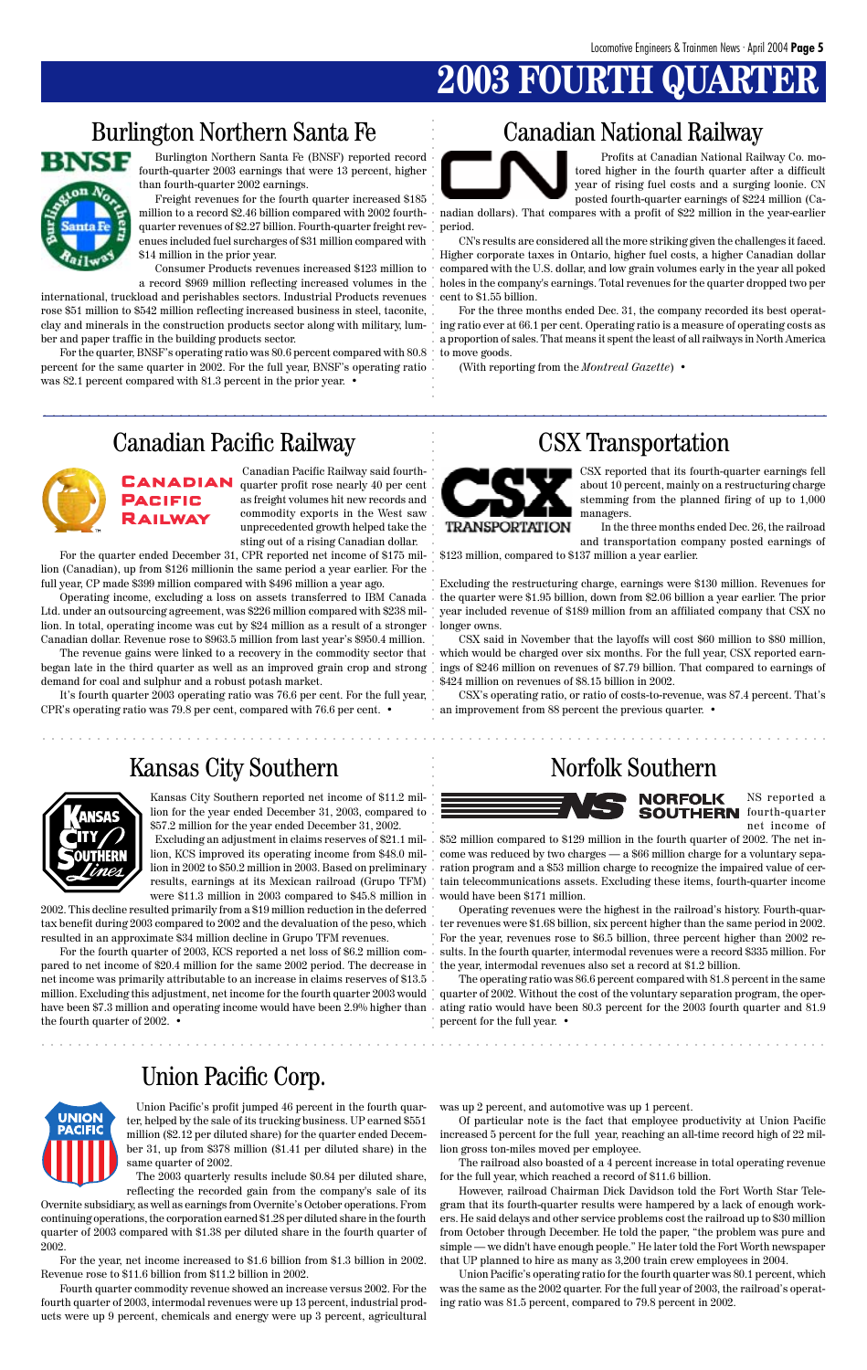# 2003 FOURTH QUARTER

## Burlington Northern Santa Fe

Burlington Northern Santa Fe (BNSF) reported record fourth-quarter 2003 earnings that were 13 percent, higher than fourth-quarter 2002 earnings.

Freight revenues for the fourth quarter increased $185 million to a record $2.46 billion compared with 2002 fourth-quarter revenues of $2.27 billion. Fourth-quarter freight revenues included fuel surcharges of $31 million compared with $14 million in the prior year.

Consumer Products revenues increased $123 million to a record $969 million reflecting increased volumes in the international, truckload and perishables sectors. Industrial Products revenues rose $51 million to $542 million reflecting increased business in steel, taconite, clay and minerals in the construction products sector along with military, lumber and paper traffic in the building products sector.

For the quarter, BNSF's operating ratio was 80.6 percent compared with 80.8 percent for the same quarter in 2002. For the full year, BNSF's operating ratio was 82.1 percent compared with 81.3 percent in the prior year. •

## Canadian National Railway

Profits at Canadian National Railway Co. motored higher in the fourth quarter after a difficult year of rising fuel costs and a surging loonie. CN posted fourth-quarter earnings of $224 million (Canadian dollars). That compares with a profit of $22 million in the year-earlier period.

CN's results are considered all the more striking given the challenges it faced. Higher corporate taxes in Ontario, higher fuel costs, a higher Canadian dollar compared with the U.S. dollar, and low grain volumes early in the year all poked holes in the company's earnings. Total revenues for the quarter dropped two per cent to $1.55 billion.

For the three months ended Dec. 31, the company recorded its best operating ratio ever at 66.1 per cent. Operating ratio is a measure of operating costs as a proportion of sales. That means it spent the least of all railways in North America to move goods.

(With reporting from the *Montreal Gazette*) •

## Canadian Pacific Railway

Canadian Pacific Railway said fourth-quarter profit rose nearly 40 per cent as freight volumes hit new records and commodity exports in the West saw unprecedented growth helped take the sting out of a rising Canadian dollar.

For the quarter ended December 31, CPR reported net income of $175 million (Canadian), up from $126 millionin the same period a year earlier. For the full year, CP made $399 million compared with $496 million a year ago.

Operating income, excluding a loss on assets transferred to IBM Canada Ltd. under an outsourcing agreement, was $226 million compared with $238 million. In total, operating income was cut by $24 million as a result of a stronger Canadian dollar. Revenue rose to $963.5 million from last year's $950.4 million.

The revenue gains were linked to a recovery in the commodity sector that began late in the third quarter as well as an improved grain crop and strong demand for coal and sulphur and a robust potash market.

It's fourth quarter 2003 operating ratio was 76.6 per cent. For the full year, CPR's operating ratio was 79.8 per cent, compared with 76.6 per cent. •

## CSX Transportation

CSX reported that its fourth-quarter earnings fell about 10 percent, mainly on a restructuring charge stemming from the planned firing of up to 1,000 managers.

In the three months ended Dec. 26, the railroad and transportation company posted earnings of $123 million, compared to $137 million a year earlier.

Excluding the restructuring charge, earnings were $130 million. Revenues for the quarter were $1.95 billion, down from $2.06 billion a year earlier. The prior year included revenue of $189 million from an affiliated company that CSX no longer owns.

CSX said in November that the layoffs will cost $60 million to $80 million, which would be charged over six months. For the full year, CSX reported earnings of $246 million on revenues of $7.79 billion. That compared to earnings of $424 million on revenues of $8.15 billion in 2002.

CSX's operating ratio, or ratio of costs-to-revenue, was 87.4 percent. That's an improvement from 88 percent the previous quarter. •

## Kansas City Southern

Kansas City Southern reported net income of $11.2 million for the year ended December 31, 2003, compared to $57.2 million for the year ended December 31, 2002.

Excluding an adjustment in claims reserves of $21.1 million, KCS improved its operating income from $48.0 million in 2002 to $50.2 million in 2003. Based on preliminary results, earnings at its Mexican railroad (Grupo TFM) were $11.3 million in 2003 compared to $45.8 million in 2002. This decline resulted primarily from a $19 million reduction in the deferred tax benefit during 2003 compared to 2002 and the devaluation of the peso, which resulted in an approximate $34 million decline in Grupo TFM revenues.

For the fourth quarter of 2003, KCS reported a net loss of $6.2 million compared to net income of $20.4 million for the same 2002 period. The decrease in net income was primarily attributable to an increase in claims reserves of $13.5 million. Excluding this adjustment, net income for the fourth quarter 2003 would have been $7.3 million and operating income would have been 2.9% higher than the fourth quarter of 2002. •

## Norfolk Southern

NS reported a fourth-quarter net income of $52 million compared to $129 million in the fourth quarter of 2002. The net income was reduced by two charges — a $66 million charge for a voluntary separation program and a $53 million charge to recognize the impaired value of certain telecommunications assets. Excluding these items, fourth-quarter income would have been $171 million.

Operating revenues were the highest in the railroad's history. Fourth-quarter revenues were $1.68 billion, six percent higher than the same period in 2002. For the year, revenues rose to $6.5 billion, three percent higher than 2002 results. In the fourth quarter, intermodal revenues were a record $335 million. For the year, intermodal revenues also set a record at $1.2 billion.

The operating ratio was 86.6 percent compared with 81.8 percent in the same quarter of 2002. Without the cost of the voluntary separation program, the operating ratio would have been 80.3 percent for the 2003 fourth quarter and 81.9 percent for the full year. •

## Union Pacific Corp.

Union Pacific's profit jumped 46 percent in the fourth quarter, helped by the sale of its trucking business. UP earned $551 million ($2.12 per diluted share) for the quarter ended December 31, up from $378 million ($1.41 per diluted share) in the same quarter of 2002.

The 2003 quarterly results include $0.84 per diluted share, reflecting the recorded gain from the company's sale of its Overnite subsidiary, as well as earnings from Overnite's October operations. From continuing operations, the corporation earned $1.28 per diluted share in the fourth quarter of 2003 compared with $1.38 per diluted share in the fourth quarter of 2002.

For the year, net income increased to $1.6 billion from $1.3 billion in 2002. Revenue rose to $11.6 billion from $11.2 billion in 2002.

Fourth quarter commodity revenue showed an increase versus 2002. For the fourth quarter of 2003, intermodal revenues were up 13 percent, industrial products were up 9 percent, chemicals and energy were up 3 percent, agricultural was up 2 percent, and automotive was up 1 percent.

Of particular note is the fact that employee productivity at Union Pacific increased 5 percent for the full year, reaching an all-time record high of 22 million gross ton-miles moved per employee.

The railroad also boasted of a 4 percent increase in total operating revenue for the full year, which reached a record of $11.6 billion.

However, railroad Chairman Dick Davidson told the Fort Worth Star Telegram that its fourth-quarter results were hampered by a lack of enough workers. He said delays and other service problems cost the railroad up to $30 million from October through December. He told the paper, "the problem was pure and simple — we didn't have enough people." He later told the Fort Worth newspaper that UP planned to hire as many as 3,200 train crew employees in 2004.

Union Pacific's operating ratio for the fourth quarter was 80.1 percent, which was the same as the 2002 quarter. For the full year of 2003, the railroad's operating ratio was 81.5 percent, compared to 79.8 percent in 2002.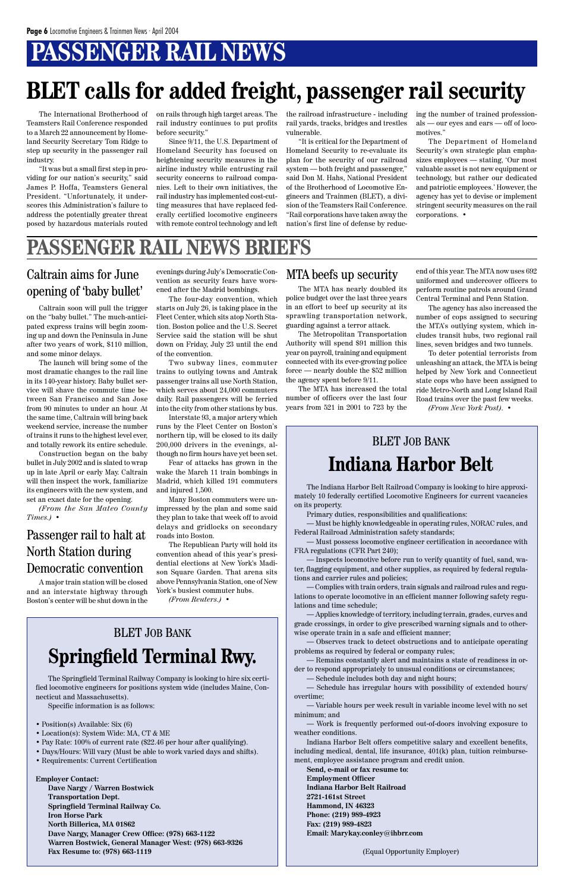# PASSENGER RAIL NEWS

# BLET calls for added freight, passenger rail security

The International Brotherhood of Teamsters Rail Conference responded to a March 22 announcement by Homeland Security Secretary Tom Ridge to step up security in the passenger rail industry.

"It was but a small first step in providing for our nation's security," said James P. Hoffa, Teamsters General President. "Unfortunately, it underscores this Administration's failure to address the potentially greater threat posed by hazardous materials routed on rails through high target areas. The rail industry continues to put profits before security."

Since 9/11, the U.S. Department of Homeland Security has focused on heightening security measures in the airline industry while entrusting rail security concerns to railroad companies. Left to their own initiatives, the rail industry has implemented cost-cutting measures that have replaced federally certified locomotive engineers with remote control technology and left the railroad infrastructure - including rail yards, tracks, bridges and trestles vulnerable.

"It is critical for the Department of Homeland Security to re-evaluate its plan for the security of our railroad system — both freight and passenger," said Don M. Hahs, National President of the Brotherhood of Locomotive Engineers and Trainmen (BLET), a division of the Teamsters Rail Conference. "Rail corporations have taken away the nation's first line of defense by reducing the number of trained professionals — our eyes and ears — off of locomotives."

The Department of Homeland Security's own strategic plan emphasizes employees — stating, 'Our most valuable asset is not new equipment or technology, but rather our dedicated and patriotic employees.' However, the agency has yet to devise or implement stringent security measures on the rail corporations. •

# PASSENGER RAIL NEWS BRIEFS

## Caltrain aims for June opening of 'baby bullet'

Caltrain soon will pull the trigger on the "baby bullet." The much-anticipated express trains will begin zooming up and down the Peninsula in June after two years of work, $110 million, and some minor delays.

The launch will bring some of the most dramatic changes to the rail line in its 140-year history. Baby bullet service will shave the commute time between San Francisco and San Jose from 90 minutes to under an hour. At the same time, Caltrain will bring back weekend service, increase the number of trains it runs to the highest level ever, and totally rework its entire schedule.

Construction began on the baby bullet in July 2002 and is slated to wrap up in late April or early May. Caltrain will then inspect the work, familiarize its engineers with the new system, and set an exact date for the opening.

*(From the San Mateo County Times.)* •

## Passenger rail to halt at North Station during Democratic convention

A major train station will be closed and an interstate highway through Boston's center will be shut down in the evenings during July's Democratic Convention as security fears have worsened after the Madrid bombings.

The four-day convention, which starts on July 26, is taking place in the Fleet Center, which sits atop North Station. Boston police and the U.S. Secret Service said the station will be shut down on Friday, July 23 until the end of the convention.

Two subway lines, commuter trains to outlying towns and Amtrak passenger trains all use North Station, which serves about 24,000 commuters daily. Rail passengers will be ferried into the city from other stations by bus.

Interstate 93, a major artery which runs by the Fleet Center on Boston's northern tip, will be closed to its daily 200,000 drivers in the evenings, although no firm hours have yet been set.

Fear of attacks has grown in the wake the March 11 train bombings in Madrid, which killed 191 commuters and injured 1,500.

Many Boston commuters were unimpressed by the plan and some said they plan to take that week off to avoid delays and gridlocks on secondary roads into Boston.

The Republican Party will hold its convention ahead of this year's presidential elections at New York's Madison Square Garden. That arena sits above Pennsylvania Station, one of New York's busiest commuter hubs.

*(From Reuters.)* •

## MTA beefs up security

The MTA has nearly doubled its police budget over the last three years in an effort to beef up security at its sprawling transportation network, guarding against a terror attack.

The Metropolitan Transportation Authority will spend $91 million this year on payroll, training and equipment connected with its ever-growing police force — nearly double the $52 million the agency spent before 9/11.

The MTA has increased the total number of officers over the last four years from 521 in 2001 to 723 by the end of this year. The MTA now uses 692 uniformed and undercover officers to perform routine patrols around Grand Central Terminal and Penn Station.

The agency has also increased the number of cops assigned to securing the MTA's outlying system, which includes transit hubs, two regional rail lines, seven bridges and two tunnels.

To deter potential terrorists from unleashing an attack, the MTA is being helped by New York and Connecticut state cops who have been assigned to ride Metro-North and Long Island Rail Road trains over the past few weeks.

*(From New York Post).* •

## BLET JOB BANK

# Indiana Harbor Belt

The Indiana Harbor Belt Railroad Company is looking to hire approximately 10 federally certified Locomotive Engineers for current vacancies on its property.

Primary duties, responsibilities and qualifications:

— Must be highly knowledgeable in operating rules, NORAC rules, and Federal Railroad Administration safety standards;

— Must possess locomotive engineer certification in accordance with FRA regulations (CFR Part 240);

— Inspects locomotive before run to verify quantity of fuel, sand, water, flagging equipment, and other supplies, as required by federal regulations and carrier rules and policies;

— Complies with train orders, train signals and railroad rules and regulations to operate locomotive in an efficient manner following safety regulations and time schedule;

— Applies knowledge of territory, including terrain, grades, curves and grade crossings, in order to give prescribed warning signals and to otherwise operate train in a safe and efficient manner;

— Observes track to detect obstructions and to anticipate operating problems as required by federal or company rules;

— Remains constantly alert and maintains a state of readiness in order to respond appropriately to unusual conditions or circumstances;

— Schedule includes both day and night hours;

— Schedule has irregular hours with possibility of extended hours/overtime;

— Variable hours per week result in variable income level with no set minimum; and

— Work is frequently performed out-of-doors involving exposure to weather conditions.

Indiana Harbor Belt offers competitive salary and excellent benefits, including medical, dental, life insurance, 401(k) plan, tuition reimbursement, employee assistance program and credit union.

**Send, e-mail or fax resume to:**
**Employment Officer**
**Indiana Harbor Belt Railroad**
**2721-161st Street**
**Hammond, IN 46323**
**Phone: (219) 989-4923**
**Fax: (219) 989-4823**
**Email: Marykay.conley@ihbrr.com**

(Equal Opportunity Employer)

## BLET JOB BANK

# Springfield Terminal Rwy.

The Springfield Terminal Railway Company is looking to hire six certified locomotive engineers for positions system wide (includes Maine, Connecticut and Massachusetts).

Specific information is as follows:

- Position(s) Available: Six (6)
- Location(s): System Wide: MA, CT & ME
- Pay Rate: 100% of current rate ($22.46 per hour after qualifying).
- Days/Hours: Will vary (Must be able to work varied days and shifts).
- Requirements: Current Certification

**Employer Contact:**
**Dave Nargy / Warren Bostwick**
**Transportation Dept.**
**Springfield Terminal Railway Co.**
**Iron Horse Park**
**North Billerica, MA 01862**
**Dave Nargy, Manager Crew Office: (978) 663-1122**
**Warren Bostwick, General Manager West: (978) 663-9326**
**Fax Resume to: (978) 663-1119**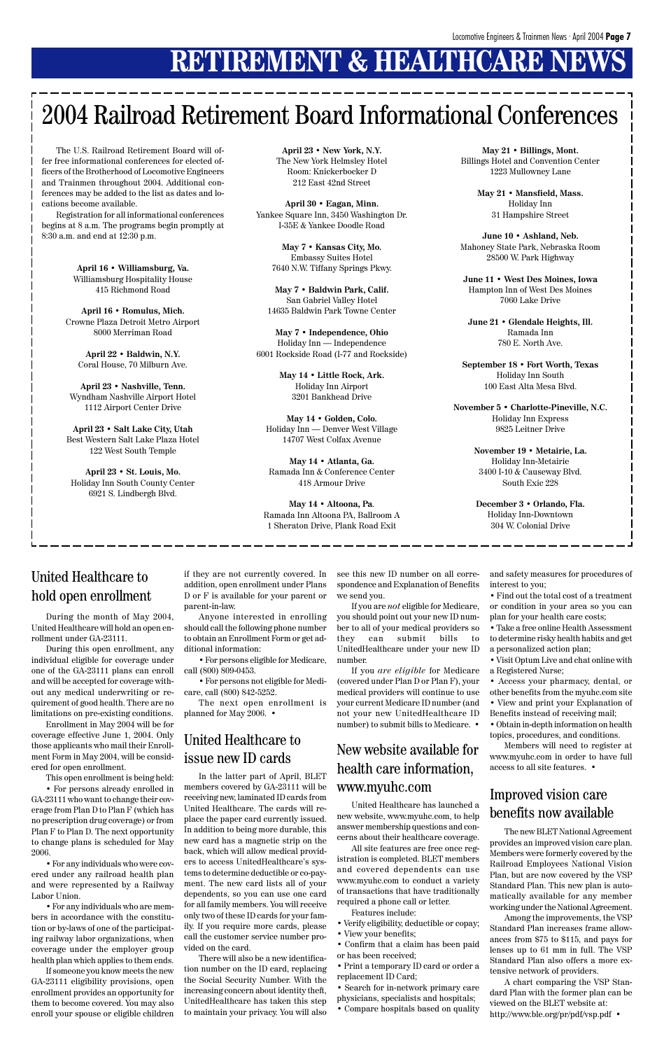# RETIREMENT & HEALTHCARE NEWS

## 2004 Railroad Retirement Board Informational Conferences

The U.S. Railroad Retirement Board will offer free informational conferences for elected officers of the Brotherhood of Locomotive Engineers and Trainmen throughout 2004. Additional conferences may be added to the list as dates and locations become available.

Registration for all informational conferences begins at 8 a.m. The programs begin promptly at 8:30 a.m. and end at 12:30 p.m.

**April 16 • Williamsburg, Va.**
Williamsburg Hospitality House
415 Richmond Road

**April 16 • Romulus, Mich.**
Crowne Plaza Detroit Metro Airport
8000 Merriman Road

**April 22 • Baldwin, N.Y.**
Coral House, 70 Milburn Ave.

**April 23 • Nashville, Tenn.**
Wyndham Nashville Airport Hotel
1112 Airport Center Drive

**April 23 • Salt Lake City, Utah**
Best Western Salt Lake Plaza Hotel
122 West South Temple

**April 23 • St. Louis, Mo.**
Holiday Inn South County Center
6921 S. Lindbergh Blvd.

**April 23 • New York, N.Y.**
The New York Helmsley Hotel
Room: Knickerbocker D
212 East 42nd Street

**April 30 • Eagan, Minn.**
Yankee Square Inn, 3450 Washington Dr.
I-35E & Yankee Doodle Road

**May 7 • Kansas City, Mo.**
Embassy Suites Hotel
7640 N.W. Tiffany Springs Pkwy.

**May 7 • Baldwin Park, Calif.**
San Gabriel Valley Hotel
14635 Baldwin Park Towne Center

**May 7 • Independence, Ohio**
Holiday Inn — Independence
6001 Rockside Road (I-77 and Rockside)

**May 14 • Little Rock, Ark.**
Holiday Inn Airport
3201 Bankhead Drive

**May 14 • Golden, Colo.**
Holiday Inn — Denver West Village
14707 West Colfax Avenue

**May 14 • Atlanta, Ga.**
Ramada Inn & Conference Center
418 Armour Drive

**May 14 • Altoona, Pa.**
Ramada Inn Altoona PA, Ballroom A
1 Sheraton Drive, Plank Road Exit

**May 21 • Billings, Mont.**
Billings Hotel and Convention Center
1223 Mullowney Lane

**May 21 • Mansfield, Mass.**
Holiday Inn
31 Hampshire Street

**June 10 • Ashland, Neb.**
Mahoney State Park, Nebraska Room
28500 W. Park Highway

**June 11 • West Des Moines, Iowa**
Hampton Inn of West Des Moines
7060 Lake Drive

**June 21 • Glendale Heights, Ill.**
Ramada Inn
780 E. North Ave.

**September 18 • Fort Worth, Texas**
Holiday Inn South
100 East Alta Mesa Blvd.

**November 5 • Charlotte-Pineville, N.C.**
Holiday Inn Express
9825 Leitner Drive

**November 19 • Metairie, La.**
Holiday Inn-Metairie
3400 I-10 & Causeway Blvd.
South Exic 228

**December 3 • Orlando, Fla.**
Holiday Inn-Downtown
304 W. Colonial Drive

## United Healthcare to hold open enrollment

During the month of May 2004, United Healthcare will hold an open enrollment under GA-23111.

During this open enrollment, any individual eligible for coverage under one of the GA-23111 plans can enroll and will be accepted for coverage without any medical underwriting or requirement of good health. There are no limitations on pre-existing conditions.

Enrollment in May 2004 will be for coverage effective June 1, 2004. Only those applicants who mail their Enrollment Form in May 2004, will be considered for open enrollment.

This open enrollment is being held:

• For persons already enrolled in GA-23111 who want to change their coverage from Plan D to Plan F (which has no prescription drug coverage) or from Plan F to Plan D. The next opportunity to change plans is scheduled for May 2006.

• For any individuals who were covered under any railroad health plan and were represented by a Railway Labor Union.

• For any individuals who are members in accordance with the constitution or by-laws of one of the participating railway labor organizations, when coverage under the employer group health plan which applies to them ends.

If someone you know meets the new GA-23111 eligibility provisions, open enrollment provides an opportunity for them to become covered. You may also enroll your spouse or eligible children if they are not currently covered. In addition, open enrollment under Plans D or F is available for your parent or parent-in-law.

Anyone interested in enrolling should call the following phone number to obtain an Enrollment Form or get additional information:

• For persons eligible for Medicare, call (800) 809-0453.

• For persons not eligible for Medicare, call (800) 842-5252.

The next open enrollment is planned for May 2006. •

## United Healthcare to issue new ID cards

In the latter part of April, BLET members covered by GA-23111 will be receiving new, laminated ID cards from United Healthcare. The cards will replace the paper card currently issued. In addition to being more durable, this new card has a magnetic strip on the back, which will allow medical providers to access UnitedHealthcare's systems to determine deductible or co-payment. The new card lists all of your dependents, so you can use one card for all family members. You will receive only two of these ID cards for your family. If you require more cards, please call the customer service number provided on the card.

There will also be a new identification number on the ID card, replacing the Social Security Number. With the increasing concern about identity theft, UnitedHealthcare has taken this step to maintain your privacy. You will also see this new ID number on all correspondence and Explanation of Benefits we send you.

If you are *not* eligible for Medicare, you should point out your new ID number to all of your medical providers so they can submit bills to UnitedHealthcare under your new ID number.

If you *are eligible* for Medicare (covered under Plan D or Plan F), your medical providers will continue to use your current Medicare ID number (and not your new UnitedHealthcare ID number) to submit bills to Medicare. •

## New website available for health care information, www.myuhc.com

United Healthcare has launched a new website, www.myuhc.com, to help answer membership questions and concerns about their healthcare coverage.

All site features are free once registration is completed. BLET members and covered dependents can use www.myuhc.com to conduct a variety of transactions that have traditionally required a phone call or letter.

Features include:

• Verify eligibility, deductible or copay;
• View your benefits;
• Confirm that a claim has been paid or has been received;
• Print a temporary ID card or order a replacement ID Card;
• Search for in-network primary care physicians, specialists and hospitals;
• Compare hospitals based on quality and safety measures for procedures of interest to you;
• Find out the total cost of a treatment or condition in your area so you can plan for your health care costs;
• Take a free online Health Assessment to determine risky health habits and get a personalized action plan;
• Visit Optum Live and chat online with a Registered Nurse;
• Access your pharmacy, dental, or other benefits from the myuhc.com site
• View and print your Explanation of Benefits instead of receiving mail;
• Obtain in-depth information on health topics, procedures, and conditions.

Members will need to register at www.myuhc.com in order to have full access to all site features. •

## Improved vision care benefits now available

The new BLET National Agreement provides an improved vision care plan. Members were formerly covered by the Railroad Employees National Vision Plan, but are now covered by the VSP Standard Plan. This new plan is automatically available for any member working under the National Agreement.

Among the improvements, the VSP Standard Plan increases frame allowances from $75 to $115, and pays for lenses up to 61 mm in full. The VSP Standard Plan also offers a more extensive network of providers.

A chart comparing the VSP Standard Plan with the former plan can be viewed on the BLET website at: http://www.ble.org/pr/pdf/vsp.pdf •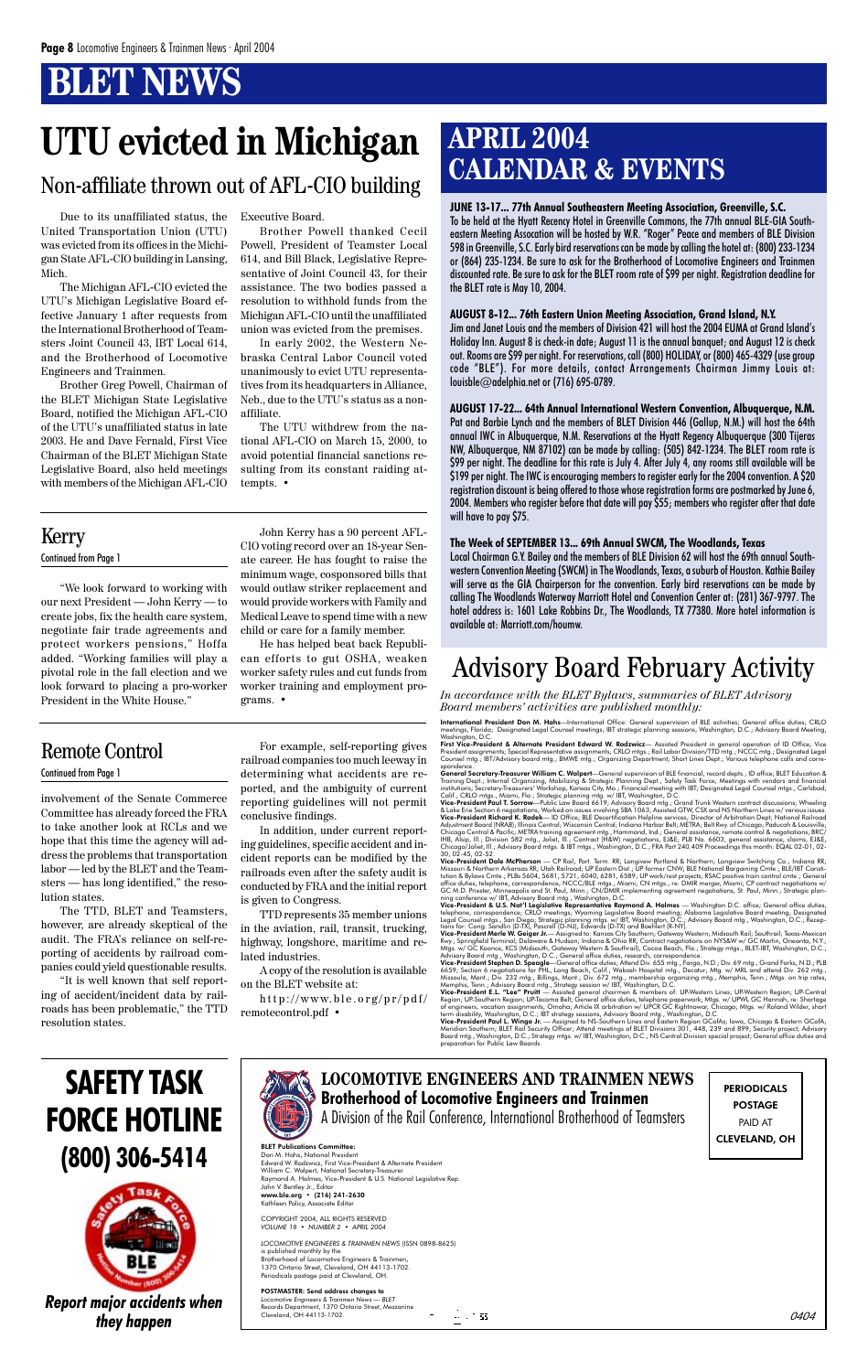# BLET NEWS

# UTU evicted in Michigan

## Non-affiliate thrown out of AFL-CIO building

Due to its unaffiliated status, the United Transportation Union (UTU) was evicted from its offices in the Michigan State AFL-CIO building in Lansing, Mich.

The Michigan AFL-CIO evicted the UTU's Michigan Legislative Board effective January 1 after requests from the International Brotherhood of Teamsters Joint Council 43, IBT Local 614, and the Brotherhood of Locomotive Engineers and Trainmen.

Brother Greg Powell, Chairman of the BLET Michigan State Legislative Board, notified the Michigan AFL-CIO of the UTU's unaffiliated status in late 2003. He and Dave Fernald, First Vice Chairman of the BLET Michigan State Legislative Board, also held meetings with members of the Michigan AFL-CIO Executive Board.

Brother Powell thanked Cecil Powell, President of Teamster Local 614, and Bill Black, Legislative Representative of Joint Council 43, for their assistance. The two bodies passed a resolution to withhold funds from the Michigan AFL-CIO until the unaffiliated union was evicted from the premises.

In early 2002, the Western Nebraska Central Labor Council voted unanimously to evict UTU representatives from its headquarters in Alliance, Neb., due to the UTU's status as a non-affiliate.

The UTU withdrew from the national AFL-CIO on March 15, 2000, to avoid potential financial sanctions resulting from its constant raiding attempts. •

## Kerry

Continued from Page 1

"We look forward to working with our next President — John Kerry — to create jobs, fix the health care system, negotiate fair trade agreements and protect workers pensions," Hoffa added. "Working families will play a pivotal role in the fall election and we look forward to placing a pro-worker President in the White House."

John Kerry has a 90 percent AFL-CIO voting record over an 18-year Senate career. He has fought to raise the minimum wage, cosponsored bills that would outlaw striker replacement and would provide workers with Family and Medical Leave to spend time with a new child or care for a family member.

He has helped beat back Republican efforts to gut OSHA, weaken worker safety rules and cut funds from worker training and employment programs. •

## Remote Control

Continued from Page 1

involvement of the Senate Commerce Committee has already forced the FRA to take another look at RCLs and we hope that this time the agency will address the problems that transportation labor — led by the BLET and the Teamsters — has long identified," the resolution states.

The TTD, BLET and Teamsters, however, are already skeptical of the audit. The FRA's reliance on self-reporting of accident/incident data by railroad companies could yield questionable results.

"It is well known that self reporting of accident/incident data by railroads has been problematic," the TTD resolution states.

For example, self-reporting gives railroad companies too much leeway in determining what accidents are reported, and the ambiguity of current reporting guidelines will not permit conclusive findings.

In addition, under current reporting guidelines, specific accident and incident reports can be modified by the railroads even after the safety audit is conducted by FRA and the initial report is given to Congress.

TTD represents 35 member unions in the aviation, rail, transit, trucking, highway, longshore, maritime and related industries.

A copy of the resolution is available on the BLET website at:

http://www.ble.org/pr/pdf/remotecontrol.pdf •

# APRIL 2004 CALENDAR & EVENTS

**JUNE 13-17... 77th Annual Southeastern Meeting Association, Greenville, S.C.**
To be held at the Hyatt Recency Hotel in Greenville Commons, the 77th annual BLE-GIA Southeastern Meeting Association will be hosted by W.R. "Roger" Peace and members of BLE Division 598 in Greenville, S.C. Early bird reservations can be made by calling the hotel at: (800) 233-1234 or (864) 235-1234. Be sure to ask for the Brotherhood of Locomotive Engineers and Trainmen discounted rate. Be sure to ask for the BLET room rate of $99 per night. Registration deadline for the BLET rate is May 10, 2004.

**AUGUST 8-12... 76th Eastern Union Meeting Association, Grand Island, N.Y.**
Jim and Janet Louis and the members of Division 421 will host the 2004 EUMA at Grand Island's Holiday Inn. August 8 is check-in date; August 11 is the annual banquet; and August 12 is check out. Rooms are $99 per night. For reservations, call (800) HOLIDAY, or (800) 465-4329 (use group code "BLE"). For more details, contact Arrangements Chairman Jimmy Louis at: louisble@adelphia.net or (716) 695-0789.

**AUGUST 17-22... 64th Annual International Western Convention, Albuquerque, N.M.**
Pat and Barbie Lynch and the members of BLET Division 446 (Gallup, N.M.) will host the 64th annual IWC in Albuquerque, N.M. Reservations at the Hyatt Regency Albuquerque (300 Tijeras NW, Albuquerque, NM 87102) can be made by calling: (505) 842-1234. The BLET room rate is $99 per night. The deadline for this rate is July 4. After July 4, any rooms still available will be $199 per night. The IWC is encouraging members to register early for the 2004 convention. A $20 registration discount is being offered to those whose registration forms are postmarked by June 6, 2004. Members who register before that date will pay $55; members who register after that date will have to pay $75.

**The Week of SEPTEMBER 13... 69th Annual SWCM, The Woodlands, Texas**
Local Chairman G.Y. Bailey and the members of BLE Division 62 will host the 69th annual Southwestern Convention Meeting (SWCM) in The Woodlands, Texas, a suburb of Houston. Kathie Bailey will serve as the GIA Chairperson for the convention. Early bird reservations can be made by calling The Woodlands Waterway Marriott Hotel and Convention Center at: (281) 367-9797. The hotel address is: 1601 Lake Robbins Dr., The Woodlands, TX 77380. More hotel information is available at: Marriott.com/houwm.

# Advisory Board February Activity

*In accordance with the BLET Bylaws, summaries of BLET Advisory Board members' activities are published monthly:*

**International President Don M. Hahs**—International Office: General supervision of BLE activities; General office duties; CRLO meetings, Florida; Designated Legal Counsel meetings; IBT strategic planning sessions, Washington, D.C.; Advisory Board Meeting, Washington, D.C.

**First Vice-President & Alternate President Edward W. Rodzwicz**— Assisted President in general operation of ID Office; Vice President assignments; Special Representative assignments; CRLO mtgs.; Rail Labor Division/TTD mtg.; NCCC mtg.; Designated Legal Counsel mtg.; IBT/Advisory board mtg.; BMWE mtg.; Organizing Department; Short Lines Dept.; Various telephone calls and correspondence.

**General Secretary-Treasurer William C. Walpert**—General supervision of BLE financial, record depts.; ID office; BLET Education & Training Dept.; Internal Organizing, Mobilizing & Strategic Planning Dept.; Safety Task Force; Meetings with vendors and financial institutions; Secretary-Treasurers' Workshop, Kansas City, Mo.; Financial meeting with IBT; Designated Legal Counsel mtgs., Carlsbad, Calif.; CRLO mtgs., Miami, Fla.; Strategic planning mtg. w/ IBT, Washington, D.C.

**Vice-President Paul T. Sorrow**—Public Law Board 6619; Advisory Board mtg.; Grand Trunk Western contract discussions; Wheeling & Lake Erie Section 6 negotiations; Worked on issues involving SBA 1063; Assisted GTW, CSX and NS Northern Lines w/ various issues.

**Vice-President Richard K. Radek**— ID Office; BLE Decertification Helpline services; Director of Arbitration Dept; National Railroad Adjustment Board (NRAB); Illinois Central; Wisconsin Central; Indiana Harbor Belt; METRA; Belt Rwy. of Chicago; Paducah & Louisville; Chicago Central & Pacific; METRA training agreement mtg., Hammond, Ind.; General assistance, remote control & negotiations, BRC/IHB, Alsip, Ill.; Division 582 mtg., Joliet, Ill.; Contract (H&W) negotiations, EJ&E; PLB No. 6603, general assistance, claims, EJ&E, Chicago/Joliet, Ill.; Advisory Board mtgs. & IBT mtgs., Washington, D.C.; FRA Part 240 409 Proceedings this month: EQAL 02-01, 02-30, 02-45, 02-52.

**Vice-President Dale McPherson** — CP Rail; Port. Term. RR; Longview Portland & Northern; Longview Switching Co.; Indiana RR; Missouri & Northern Arkansas RR; Utah Railroad; UP Eastern Dist.; UP former CNW; BLE National Bargaining Cmte.; BLE/IBT Constitution & Bylaws Cmte.; PLBs 5604, 5681, 5721, 6040, 6281, 6589; UP work/rest projects; KSAC positive train control cmte.; General office duties, telephone, correspondence; NCCC/BLE mtgs., Miami; CN mtgs., re: DMIR merger, Miami; CP contract negotiations w/ GC M.D. Priester, Minneapolis and St. Paul, Minn.; CN/DMIR implementing agreement negotiations, St. Paul, Minn.; Strategic planning conference w/ IBT, Advisory Board mtg., Washington, D.C.

**Vice-President & U.S. Nat'l Legislative Representative Raymond A. Holmes** — Washington D.C. office; General office duties, telephone, correspondence; CRLO meetings; Wyoming Legislative Board meeting; Alabama Legislative Board meeting; Designated Legal Counsel mtgs., San Diego; Strategic planning mtgs. w/ IBT, Washington, D.C.; Advisory Board mtg., Washington, D.C.; Receptions for: Cong. Sandlin (D-TX), Pascrell (D-NJ), Edwards (D-TX) and Boehlert (R-NY).

**Vice-President Merle W. Geiger Jr.**— Assigned to: Kansas City Southern; Gateway Western; Midsouth Rail; Southrail; Texas-Mexican Rwy.; Springfield Terminal; Delaware & Hudson; Indiana & Ohio RR; Contract negotiations on NYS&W w/ GC Martin, Oneonta, N.Y.; Mtgs. w/ GC Koonce, KCS (Midsouth, Gateway Western & Southrail), Cocoa Beach, Fla.; Strategy mtgs., BLET-IBT, Washington, D.C.; Advisory Board mtg., Washington, D.C.; General office duties, research, correspondence.

**Vice-President Stephen D. Speagle**—General office duties; Attend Div. 655 mtg., Fargo, N.D.; Div. 69 mtg., Grand Forks, N.D.; PLB 6659; Section 6 negotiations for PHL, Long Beach, Calif.; Wabash Hospital mtg., Decatur; Mtg. w/ MRL and attend Div. 262 mtg., Missoula, Mont.; Div. 232 mtg., Billings, Mont.; Div. 672 mtg., membership organizing mtg., Memphis, Tenn.; Mtgs. on trip rates, Memphis, Tenn.; Advisory Board mtg., Strategy session w/ IBT, Washington, D.C.

**Vice-President E.L. "Lee" Pruitt** — Assisted general chairmen & members of: UP-Western Lines; UP-Western Region; UP-Central Region; UP-Southern Region; UP-Tacoma Belt; General office duties, telephone paperwork; Mtgs. w/ UPWL GC Hannah, re: Shortage of engineers, vacation assignments, Omaha; Article IX arbitration w/ UPCR GC Rightnowar, Chicago; Mtgs. w/ Roland Wilder, short term disability, Washington, D.C., IBT strategy sessions, Advisory Board mtg., Washington, D.C.

**Vice-President Paul L. Wingo Jr.** — Assigned to NS-Southern Lines and Eastern Region GCofAs; Iowa, Chicago & Eastern GCofA; Meridian Southern; BLET Rail Security Officer; Attend meetings of BLET Divisions 301, 448, 239 and 899; Security project; Advisory Board mtg., Washington, D.C.; Strategy mtgs. w/ IBT, Washington, D.C.; NS Central Division special project; General office duties and preparation for Public Law Boards.

# SAFETY TASK FORCE HOTLINE (800) 306-5414

*Report major accidents when they happen*

## LOCOMOTIVE ENGINEERS AND TRAINMEN NEWS
### Brotherhood of Locomotive Engineers and Trainmen
A Division of the Rail Conference, International Brotherhood of Teamsters

**BLET Publications Committee:**
Don M. Hahs, National President
Edward W. Rodzwicz, First Vice-President & Alternate President
William C. Walpert, National Secretary-Treasurer
Raymond A. Holmes, Vice-President & U.S. National Legislative Rep.
John V. Bentley Jr., Editor
**www.ble.org • (216) 241-2630**
Kathleen Policy, Associate Editor

COPYRIGHT 2004, ALL RIGHTS RESERVED
*VOLUME 18 • NUMBER 2 • APRIL 2004*

*LOCOMOTIVE ENGINEERS & TRAINMEN NEWS* (ISSN 0898-8625) is published monthly by the Brotherhood of Locomotive Engineers & Trainmen, 1370 Ontario Street, Cleveland, OH 44113-1702. Periodicals postage paid at Cleveland, OH.

**POSTMASTER: Send address changes to** *Locomotive Engineers & Trainmen News — BLET* Records Department, 1370 Ontario Street, Mezzanine Cleveland, OH 44113-1702.

**PERIODICALS POSTAGE PAID AT CLEVELAND, OH**

0404